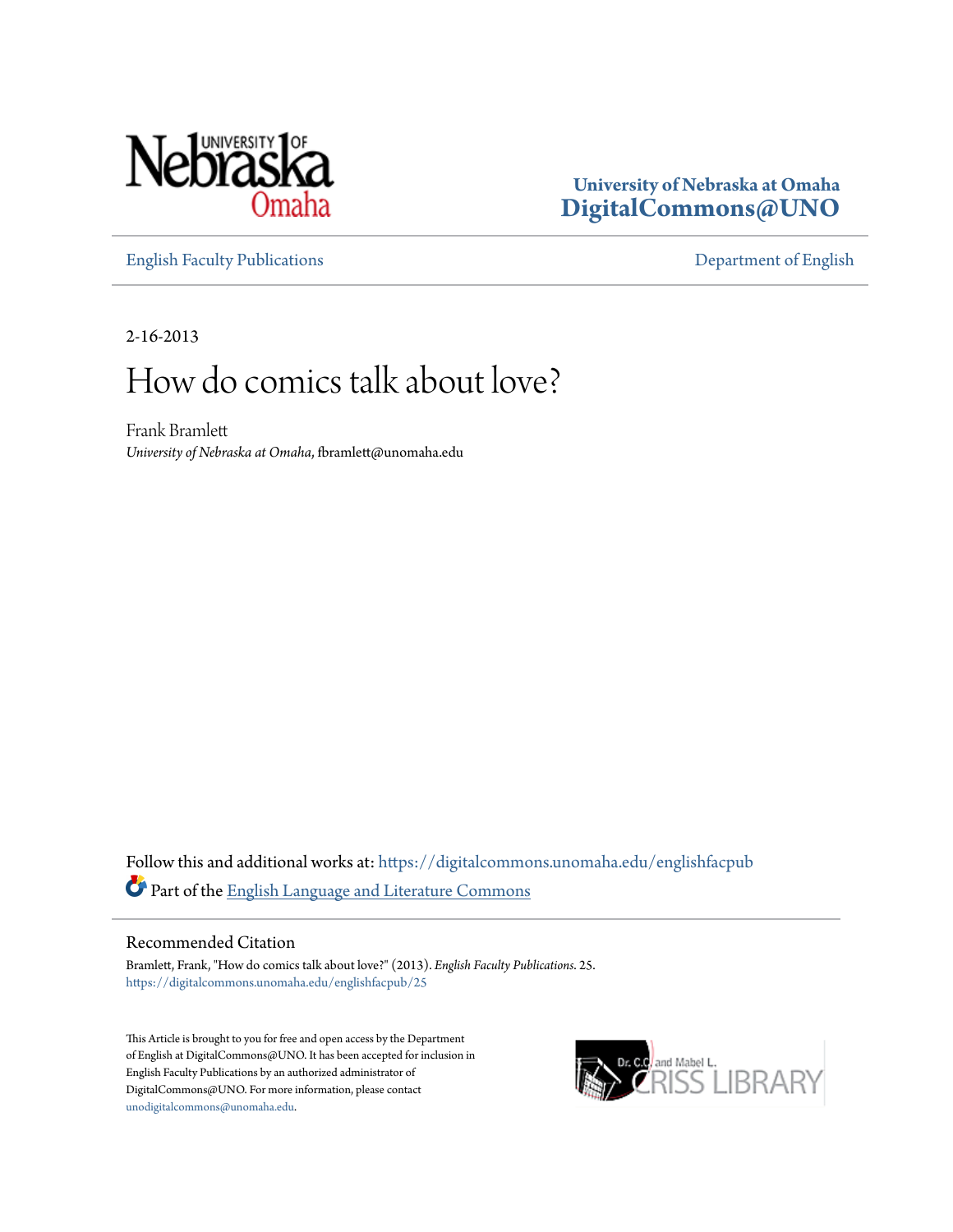University of Nebraska at Omaha
DigitalCommons@UNO

English Faculty Publications | Department of English

2-16-2013

# How do comics talk about love?

Frank Bramlett
*University of Nebraska at Omaha*, fbramlett@unomaha.edu

Follow this and additional works at: https://digitalcommons.unomaha.edu/englishfacpub

Part of the English Language and Literature Commons

## Recommended Citation

Bramlett, Frank, "How do comics talk about love?" (2013). *English Faculty Publications*. 25.
https://digitalcommons.unomaha.edu/englishfacpub/25

This Article is brought to you for free and open access by the Department of English at DigitalCommons@UNO. It has been accepted for inclusion in English Faculty Publications by an authorized administrator of DigitalCommons@UNO. For more information, please contact unodigitalcommons@unomaha.edu.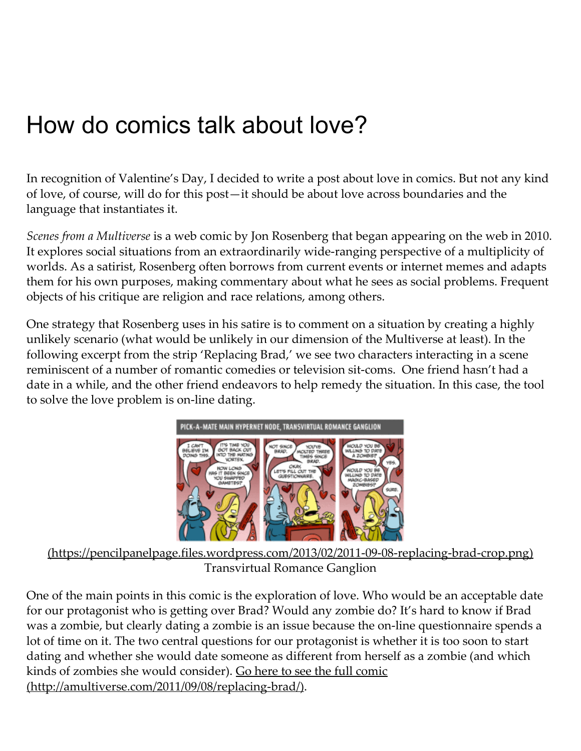# How do comics talk about love?

In recognition of Valentine's Day, I decided to write a post about love in comics. But not any kind of love, of course, will do for this post—it should be about love across boundaries and the language that instantiates it.

*Scenes from a Multiverse* is a web comic by Jon Rosenberg that began appearing on the web in 2010. It explores social situations from an extraordinarily wide-ranging perspective of a multiplicity of worlds. As a satirist, Rosenberg often borrows from current events or internet memes and adapts them for his own purposes, making commentary about what he sees as social problems. Frequent objects of his critique are religion and race relations, among others.

One strategy that Rosenberg uses in his satire is to comment on a situation by creating a highly unlikely scenario (what would be unlikely in our dimension of the Multiverse at least). In the following excerpt from the strip 'Replacing Brad,' we see two characters interacting in a scene reminiscent of a number of romantic comedies or television sit-coms. One friend hasn't had a date in a while, and the other friend endeavors to help remedy the situation. In this case, the tool to solve the love problem is on-line dating.

(https://pencilpanelpage.files.wordpress.com/2013/02/2011-09-08-replacing-brad-crop.png)
Transvirtual Romance Ganglion

One of the main points in this comic is the exploration of love. Who would be an acceptable date for our protagonist who is getting over Brad? Would any zombie do? It's hard to know if Brad was a zombie, but clearly dating a zombie is an issue because the on-line questionnaire spends a lot of time on it. The two central questions for our protagonist is whether it is too soon to start dating and whether she would date someone as different from herself as a zombie (and which kinds of zombies she would consider). Go here to see the full comic (http://amultiverse.com/2011/09/08/replacing-brad/).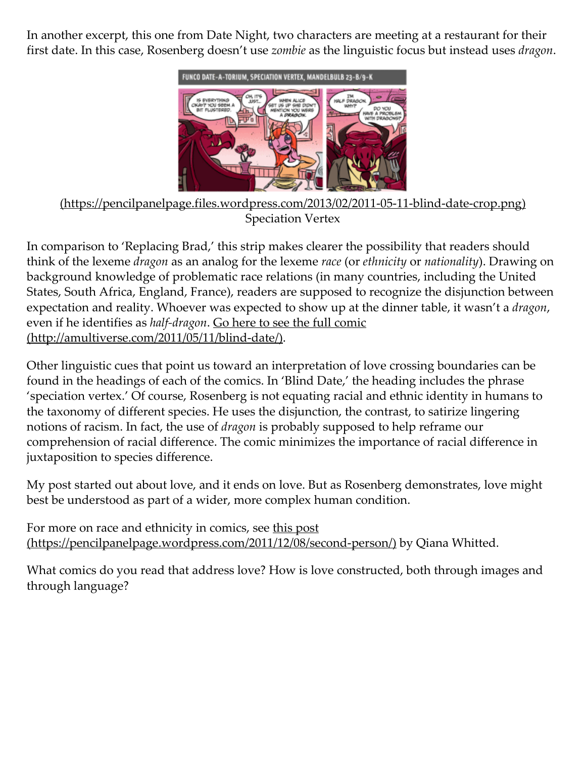In another excerpt, this one from Date Night, two characters are meeting at a restaurant for their first date. In this case, Rosenberg doesn't use *zombie* as the linguistic focus but instead uses *dragon*.

(https://pencilpanelpage.files.wordpress.com/2013/02/2011-05-11-blind-date-crop.png)
Speciation Vertex

In comparison to 'Replacing Brad,' this strip makes clearer the possibility that readers should think of the lexeme *dragon* as an analog for the lexeme *race* (or *ethnicity* or *nationality*). Drawing on background knowledge of problematic race relations (in many countries, including the United States, South Africa, England, France), readers are supposed to recognize the disjunction between expectation and reality. Whoever was expected to show up at the dinner table, it wasn't a *dragon*, even if he identifies as *half-dragon*. Go here to see the full comic (http://amultiverse.com/2011/05/11/blind-date/).

Other linguistic cues that point us toward an interpretation of love crossing boundaries can be found in the headings of each of the comics. In 'Blind Date,' the heading includes the phrase 'speciation vertex.' Of course, Rosenberg is not equating racial and ethnic identity in humans to the taxonomy of different species. He uses the disjunction, the contrast, to satirize lingering notions of racism. In fact, the use of *dragon* is probably supposed to help reframe our comprehension of racial difference. The comic minimizes the importance of racial difference in juxtaposition to species difference.

My post started out about love, and it ends on love. But as Rosenberg demonstrates, love might best be understood as part of a wider, more complex human condition.

For more on race and ethnicity in comics, see this post (https://pencilpanelpage.wordpress.com/2011/12/08/second-person/) by Qiana Whitted.

What comics do you read that address love? How is love constructed, both through images and through language?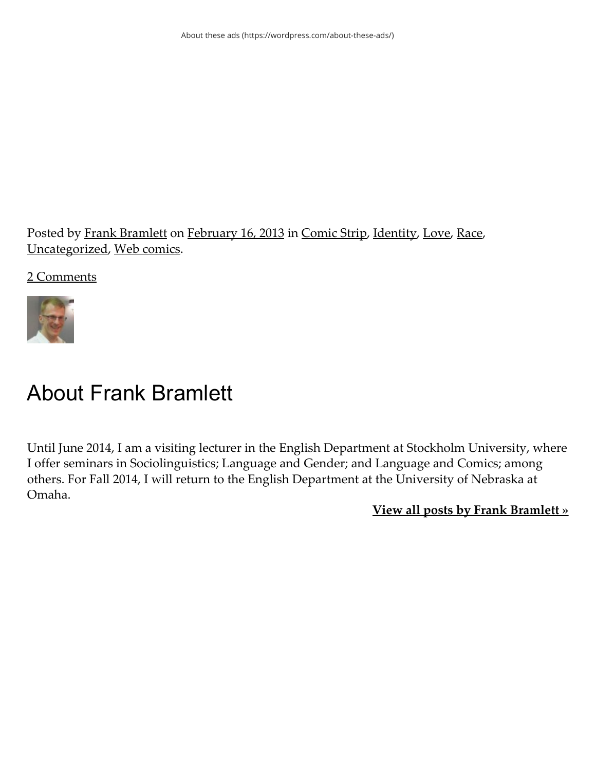About these ads (https://wordpress.com/about-these-ads/)

Posted by Frank Bramlett on February 16, 2013 in Comic Strip, Identity, Love, Race, Uncategorized, Web comics.

2 Comments

# About Frank Bramlett

Until June 2014, I am a visiting lecturer in the English Department at Stockholm University, where I offer seminars in Sociolinguistics; Language and Gender; and Language and Comics; among others. For Fall 2014, I will return to the English Department at the University of Nebraska at Omaha.

**View all posts by Frank Bramlett »**